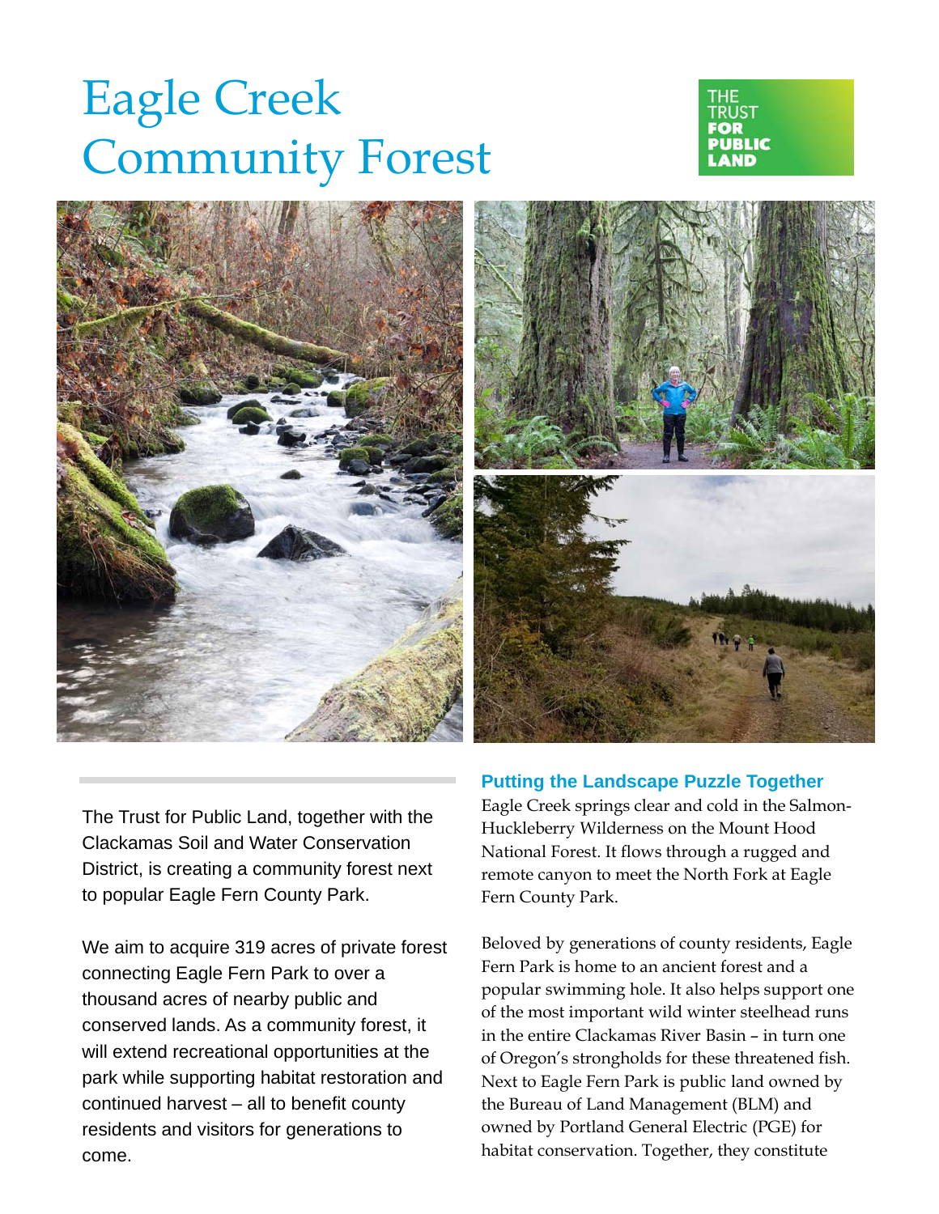# Eagle Creek Community Forest

THE TRUST FOR PUBLIC LAND

The Trust for Public Land, together with the Clackamas Soil and Water Conservation District, is creating a community forest next to popular Eagle Fern County Park.

We aim to acquire 319 acres of private forest connecting Eagle Fern Park to over a thousand acres of nearby public and conserved lands. As a community forest, it will extend recreational opportunities at the park while supporting habitat restoration and continued harvest – all to benefit county residents and visitors for generations to come.

## Putting the Landscape Puzzle Together

Eagle Creek springs clear and cold in the Salmon-Huckleberry Wilderness on the Mount Hood National Forest. It flows through a rugged and remote canyon to meet the North Fork at Eagle Fern County Park.

Beloved by generations of county residents, Eagle Fern Park is home to an ancient forest and a popular swimming hole. It also helps support one of the most important wild winter steelhead runs in the entire Clackamas River Basin – in turn one of Oregon's strongholds for these threatened fish. Next to Eagle Fern Park is public land owned by the Bureau of Land Management (BLM) and owned by Portland General Electric (PGE) for habitat conservation. Together, they constitute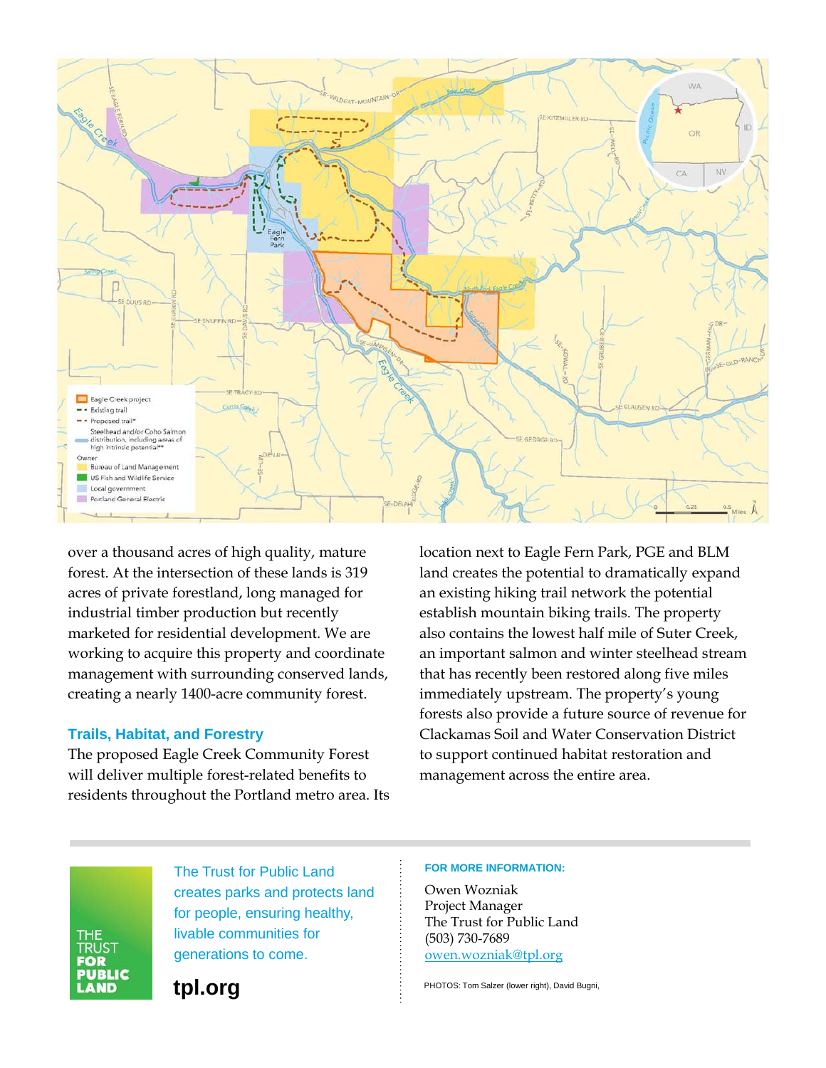Eagle Creek project
Existing trail
Proposed trail*
Steelhead and/or Coho Salmon distribution, including areas of high intrinsic potential**
Owner
Bureau of Land Management
US Fish and Wildlife Service
Local government
Portland General Electric

over a thousand acres of high quality, mature forest. At the intersection of these lands is 319 acres of private forestland, long managed for industrial timber production but recently marketed for residential development. We are working to acquire this property and coordinate management with surrounding conserved lands, creating a nearly 1400-acre community forest.

### Trails, Habitat, and Forestry

The proposed Eagle Creek Community Forest will deliver multiple forest-related benefits to residents throughout the Portland metro area. Its location next to Eagle Fern Park, PGE and BLM land creates the potential to dramatically expand an existing hiking trail network the potential establish mountain biking trails. The property also contains the lowest half mile of Suter Creek, an important salmon and winter steelhead stream that has recently been restored along five miles immediately upstream. The property's young forests also provide a future source of revenue for Clackamas Soil and Water Conservation District to support continued habitat restoration and management across the entire area.

---

THE TRUST FOR PUBLIC LAND

The Trust for Public Land creates parks and protects land for people, ensuring healthy, livable communities for generations to come.

**tpl.org**

**FOR MORE INFORMATION:**

Owen Wozniak
Project Manager
The Trust for Public Land
(503) 730-7689
owen.wozniak@tpl.org

PHOTOS: Tom Salzer (lower right), David Bugni,